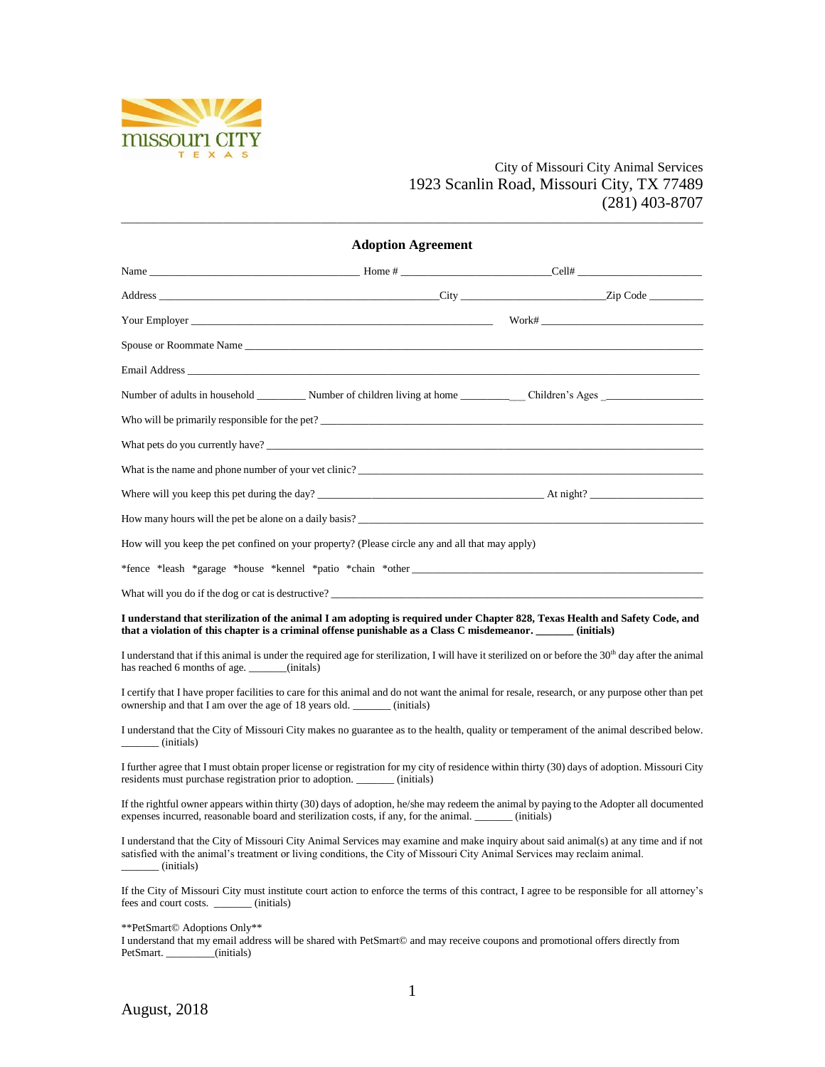missouri CITY
TEXAS

City of Missouri City Animal Services
1923 Scanlin Road, Missouri City, TX 77489
(281) 403-8707

## Adoption Agreement

Name ____________________________________ Home # __________________________Cell# ______________________

Address __________________________________________________City __________________________Zip Code __________

Your Employer ______________________________________________________ Work# ______________________________

Spouse or Roommate Name ________________________________________________________________________________

Email Address ________________________________________________________________________________________

Number of adults in household _________ Number of children living at home ____________ Children's Ages ___________________

Who will be primarily responsible for the pet? _________________________________________________________________

What pets do you currently have? ___________________________________________________________________________

What is the name and phone number of your vet clinic? _________________________________________________________

Where will you keep this pet during the day? ________________________________________ At night? _____________________

How many hours will the pet be alone on a daily basis? _________________________________________________________

How will you keep the pet confined on your property? (Please circle any and all that may apply)

*fence *leash *garage *house *kennel *patio *chain *other _____________________________________________________

What will you do if the dog or cat is destructive? _______________________________________________________________

**I understand that sterilization of the animal I am adopting is required under Chapter 828, Texas Health and Safety Code, and that a violation of this chapter is a criminal offense punishable as a Class C misdemeanor. _______ (initials)**

I understand that if this animal is under the required age for sterilization, I will have it sterilized on or before the 30th day after the animal has reached 6 months of age. _______(initals)

I certify that I have proper facilities to care for this animal and do not want the animal for resale, research, or any purpose other than pet ownership and that I am over the age of 18 years old. _______ (initials)

I understand that the City of Missouri City makes no guarantee as to the health, quality or temperament of the animal described below. _______ (initials)

I further agree that I must obtain proper license or registration for my city of residence within thirty (30) days of adoption. Missouri City residents must purchase registration prior to adoption. _______ (initials)

If the rightful owner appears within thirty (30) days of adoption, he/she may redeem the animal by paying to the Adopter all documented expenses incurred, reasonable board and sterilization costs, if any, for the animal. _______ (initials)

I understand that the City of Missouri City Animal Services may examine and make inquiry about said animal(s) at any time and if not satisfied with the animal's treatment or living conditions, the City of Missouri City Animal Services may reclaim animal. _______ (initials)

If the City of Missouri City must institute court action to enforce the terms of this contract, I agree to be responsible for all attorney's fees and court costs. _______ (initials)

**PetSmart© Adoptions Only**
I understand that my email address will be shared with PetSmart© and may receive coupons and promotional offers directly from PetSmart. _________(initials)

August, 2018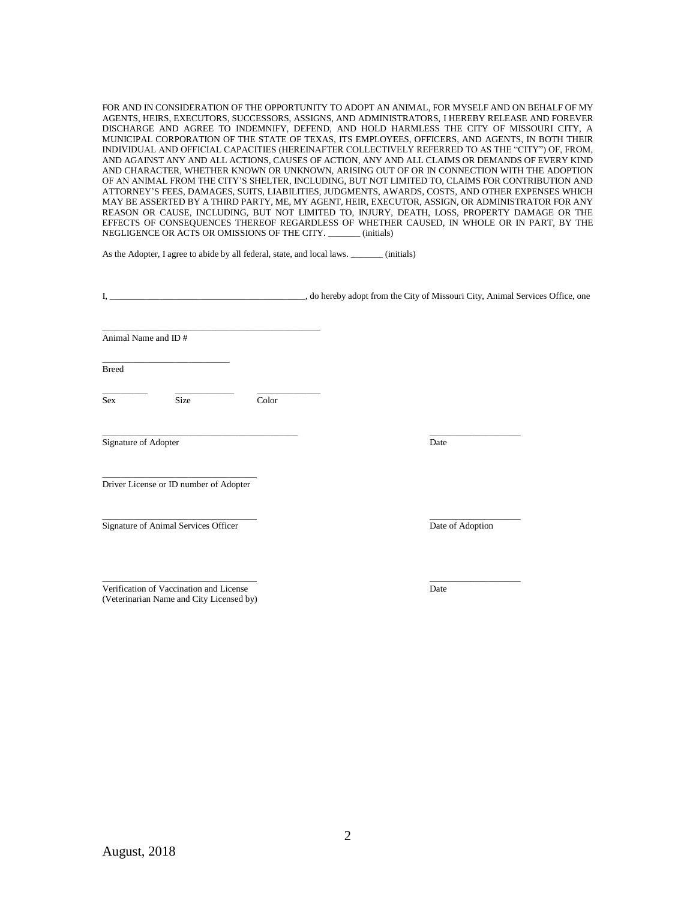FOR AND IN CONSIDERATION OF THE OPPORTUNITY TO ADOPT AN ANIMAL, FOR MYSELF AND ON BEHALF OF MY AGENTS, HEIRS, EXECUTORS, SUCCESSORS, ASSIGNS, AND ADMINISTRATORS, I HEREBY RELEASE AND FOREVER DISCHARGE AND AGREE TO INDEMNIFY, DEFEND, AND HOLD HARMLESS THE CITY OF MISSOURI CITY, A MUNICIPAL CORPORATION OF THE STATE OF TEXAS, ITS EMPLOYEES, OFFICERS, AND AGENTS, IN BOTH THEIR INDIVIDUAL AND OFFICIAL CAPACITIES (HEREINAFTER COLLECTIVELY REFERRED TO AS THE "CITY") OF, FROM, AND AGAINST ANY AND ALL ACTIONS, CAUSES OF ACTION, ANY AND ALL CLAIMS OR DEMANDS OF EVERY KIND AND CHARACTER, WHETHER KNOWN OR UNKNOWN, ARISING OUT OF OR IN CONNECTION WITH THE ADOPTION OF AN ANIMAL FROM THE CITY'S SHELTER, INCLUDING, BUT NOT LIMITED TO, CLAIMS FOR CONTRIBUTION AND ATTORNEY'S FEES, DAMAGES, SUITS, LIABILITIES, JUDGMENTS, AWARDS, COSTS, AND OTHER EXPENSES WHICH MAY BE ASSERTED BY A THIRD PARTY, ME, MY AGENT, HEIR, EXECUTOR, ASSIGN, OR ADMINISTRATOR FOR ANY REASON OR CAUSE, INCLUDING, BUT NOT LIMITED TO, INJURY, DEATH, LOSS, PROPERTY DAMAGE OR THE EFFECTS OF CONSEQUENCES THEREOF REGARDLESS OF WHETHER CAUSED, IN WHOLE OR IN PART, BY THE NEGLIGENCE OR ACTS OR OMISSIONS OF THE CITY. _______ (initials)

As the Adopter, I agree to abide by all federal, state, and local laws. _______ (initials)

I, __________________________________________, do hereby adopt from the City of Missouri City, Animal Services Office, one

_______________________________________________
Animal Name and ID #

___________________________
Breed

__________ &nbsp;&nbsp;&nbsp; _____________ &nbsp;&nbsp;&nbsp; ______________
Sex &nbsp;&nbsp;&nbsp; Size &nbsp;&nbsp;&nbsp; Color

__________________________________________ &nbsp;&nbsp;&nbsp; ____________________
Signature of Adopter &nbsp;&nbsp;&nbsp; Date

_________________________________
Driver License or ID number of Adopter

_________________________________ &nbsp;&nbsp;&nbsp; ____________________
Signature of Animal Services Officer &nbsp;&nbsp;&nbsp; Date of Adoption

_________________________________ &nbsp;&nbsp;&nbsp; ____________________
Verification of Vaccination and License
(Veterinarian Name and City Licensed by) &nbsp;&nbsp;&nbsp; Date

August, 2018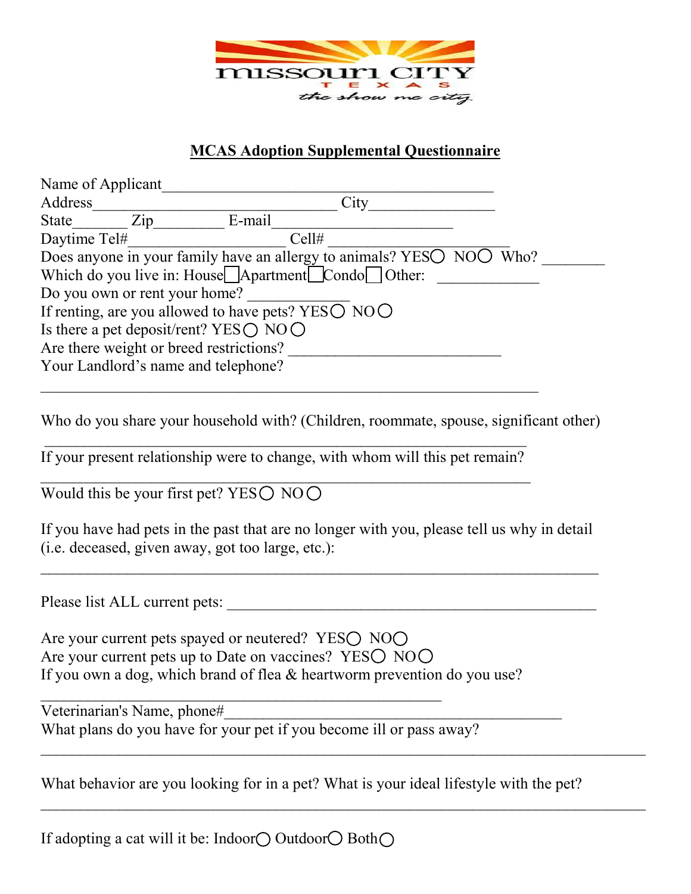missouri CITY
T E X A S
the show me city

## MCAS Adoption Supplemental Questionnaire

Name of Applicant_________________________________________

Address______________________________ City_______________

State_______ Zip_________ E-mail______________________

Daytime Tel#___________________ Cell# ______________________

Does anyone in your family have an allergy to animals? YES○ NO○ Who? ________

Which do you live in: House☐ Apartment☐ Condo☐ Other: _____________

Do you own or rent your home? _____________

If renting, are you allowed to have pets? YES○ NO○

Is there a pet deposit/rent? YES○ NO○

Are there weight or breed restrictions? __________________________

Your Landlord's name and telephone?

______________________________________________________________

Who do you share your household with? (Children, roommate, spouse, significant other)

______________________________________________________________

If your present relationship were to change, with whom will this pet remain?

______________________________________________________________

Would this be your first pet? YES○ NO○

If you have had pets in the past that are no longer with you, please tell us why in detail (i.e. deceased, given away, got too large, etc.):

______________________________________________________________

Please list ALL current pets: _____________________________________________

Are your current pets spayed or neutered? YES○ NO○

Are your current pets up to Date on vaccines? YES○ NO○

If you own a dog, which brand of flea & heartworm prevention do you use?

__________________________________________________

Veterinarian's Name, phone#__________________________________________

What plans do you have for your pet if you become ill or pass away?

______________________________________________________________

What behavior are you looking for in a pet? What is your ideal lifestyle with the pet?

______________________________________________________________

If adopting a cat will it be: Indoor○ Outdoor○ Both○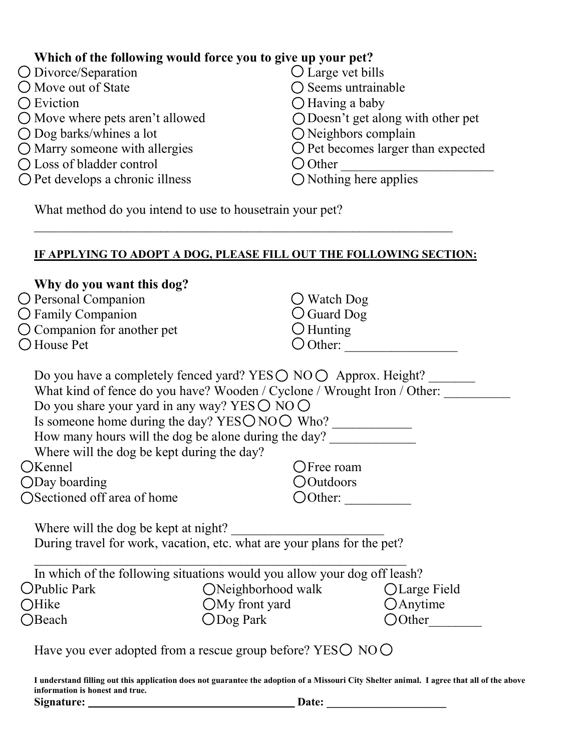**Which of the following would force you to give up your pet?**

- ◯ Divorce/Separation
- ◯ Move out of State
- ◯ Eviction
- ◯ Move where pets aren't allowed
- ◯ Dog barks/whines a lot
- ◯ Marry someone with allergies
- ◯ Loss of bladder control
- ◯ Pet develops a chronic illness
- ◯ Large vet bills
- ◯ Seems untrainable
- ◯ Having a baby
- ◯ Doesn't get along with other pet
- ◯ Neighbors complain
- ◯ Pet becomes larger than expected
- ◯ Other _______________________
- ◯ Nothing here applies

What method do you intend to use to housetrain your pet?

_____________________________________________________________________

**IF APPLYING TO ADOPT A DOG, PLEASE FILL OUT THE FOLLOWING SECTION:**

**Why do you want this dog?**

- ◯ Personal Companion
- ◯ Family Companion
- ◯ Companion for another pet
- ◯ House Pet
- ◯ Watch Dog
- ◯ Guard Dog
- ◯ Hunting
- ◯ Other: _________________

Do you have a completely fenced yard? YES ◯ NO ◯ Approx. Height? _______

What kind of fence do you have? Wooden / Cyclone / Wrought Iron / Other: __________

Do you share your yard in any way? YES ◯ NO ◯

Is someone home during the day? YES ◯ NO ◯ Who? ____________

How many hours will the dog be alone during the day? _____________

Where will the dog be kept during the day?

- ◯ Kennel
- ◯ Day boarding
- ◯ Sectioned off area of home
- ◯ Free roam
- ◯ Outdoors
- ◯ Other: __________

Where will the dog be kept at night? _______________________

During travel for work, vacation, etc. what are your plans for the pet?

_____________________________________________________________

In which of the following situations would you allow your dog off leash?

- ◯ Public Park
- ◯ Hike
- ◯ Beach
- ◯ Neighborhood walk
- ◯ My front yard
- ◯ Dog Park
- ◯ Large Field
- ◯ Anytime
- ◯ Other________

Have you ever adopted from a rescue group before? YES ◯ NO ◯

**I understand filling out this application does not guarantee the adoption of a Missouri City Shelter animal. I agree that all of the above information is honest and true.**

**Signature:** _____________________________________ **Date:** ____________________